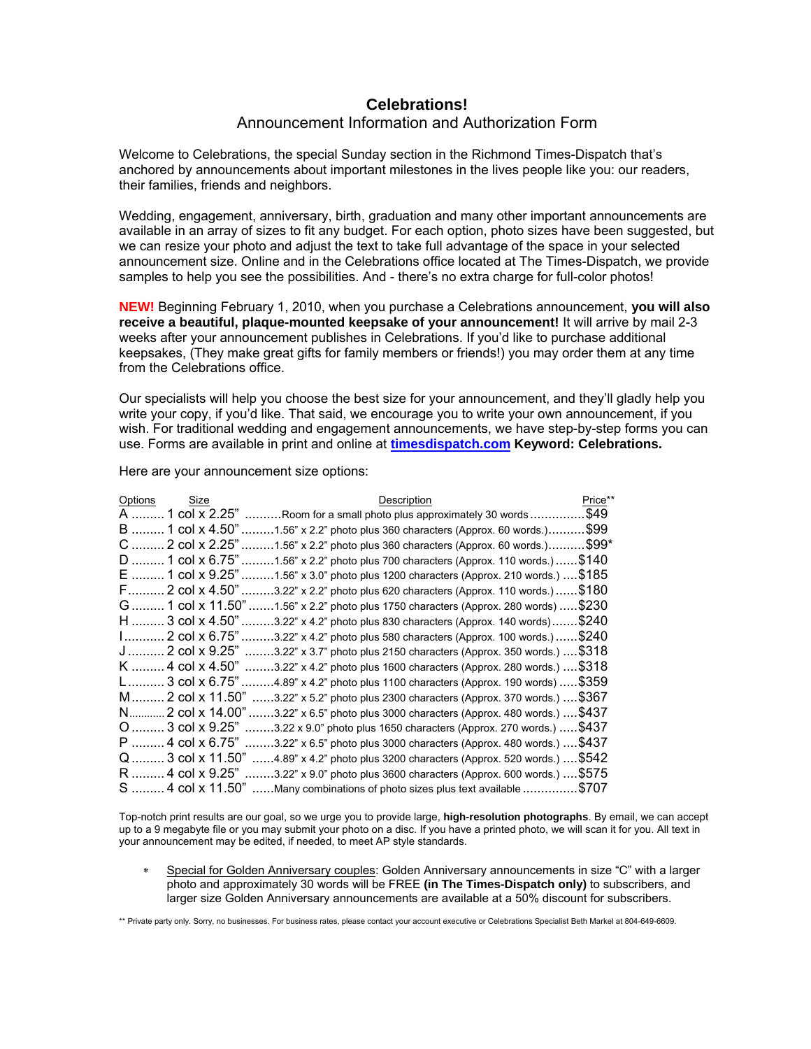# Celebrations!

## Announcement Information and Authorization Form

Welcome to Celebrations, the special Sunday section in the Richmond Times-Dispatch that's anchored by announcements about important milestones in the lives people like you: our readers, their families, friends and neighbors.

Wedding, engagement, anniversary, birth, graduation and many other important announcements are available in an array of sizes to fit any budget. For each option, photo sizes have been suggested, but we can resize your photo and adjust the text to take full advantage of the space in your selected announcement size. Online and in the Celebrations office located at The Times-Dispatch, we provide samples to help you see the possibilities. And - there's no extra charge for full-color photos!

**NEW!** Beginning February 1, 2010, when you purchase a Celebrations announcement, **you will also receive a beautiful, plaque-mounted keepsake of your announcement!** It will arrive by mail 2-3 weeks after your announcement publishes in Celebrations. If you'd like to purchase additional keepsakes, (They make great gifts for family members or friends!) you may order them at any time from the Celebrations office.

Our specialists will help you choose the best size for your announcement, and they'll gladly help you write your copy, if you'd like. That said, we encourage you to write your own announcement, if you wish. For traditional wedding and engagement announcements, we have step-by-step forms you can use. Forms are available in print and online at **timesdispatch.com** **Keyword: Celebrations.**

Here are your announcement size options:

| Options | Size | Description | Price** |
|---|---|---|---|
| A | 1 col x 2.25" | Room for a small photo plus approximately 30 words | $49 |
| B | 1 col x 4.50" | 1.56" x 2.2" photo plus 360 characters (Approx. 60 words.) | $99 |
| C | 2 col x 2.25" | 1.56" x 2.2" photo plus 360 characters (Approx. 60 words.) | $99* |
| D | 1 col x 6.75" | 1.56" x 2.2" photo plus 700 characters (Approx. 110 words.) | $140 |
| E | 1 col x 9.25" | 1.56" x 3.0" photo plus 1200 characters (Approx. 210 words.) | $185 |
| F | 2 col x 4.50" | 3.22" x 2.2" photo plus 620 characters (Approx. 110 words.) | $180 |
| G | 1 col x 11.50" | 1.56" x 2.2" photo plus 1750 characters (Approx. 280 words) | $230 |
| H | 3 col x 4.50" | 3.22" x 4.2" photo plus 830 characters (Approx. 140 words) | $240 |
| I | 2 col x 6.75" | 3.22" x 4.2" photo plus 580 characters (Approx. 100 words.) | $240 |
| J | 2 col x 9.25" | 3.22" x 3.7" photo plus 2150 characters (Approx. 350 words.) | $318 |
| K | 4 col x 4.50" | 3.22" x 4.2" photo plus 1600 characters (Approx. 280 words.) | $318 |
| L | 3 col x 6.75" | 4.89" x 4.2" photo plus 1100 characters (Approx. 190 words) | $359 |
| M | 2 col x 11.50" | 3.22" x 5.2" photo plus 2300 characters (Approx. 370 words.) | $367 |
| N | 2 col x 14.00" | 3.22" x 6.5" photo plus 3000 characters (Approx. 480 words.) | $437 |
| O | 3 col x 9.25" | 3.22 x 9.0" photo plus 1650 characters (Approx. 270 words.) | $437 |
| P | 4 col x 6.75" | 3.22" x 6.5" photo plus 3000 characters (Approx. 480 words.) | $437 |
| Q | 3 col x 11.50" | 4.89" x 4.2" photo plus 3200 characters (Approx. 520 words.) | $542 |
| R | 4 col x 9.25" | 3.22" x 9.0" photo plus 3600 characters (Approx. 600 words.) | $575 |
| S | 4 col x 11.50" | Many combinations of photo sizes plus text available | $707 |

Top-notch print results are our goal, so we urge you to provide large, **high-resolution photographs**. By email, we can accept up to a 9 megabyte file or you may submit your photo on a disc. If you have a printed photo, we will scan it for you. All text in your announcement may be edited, if needed, to meet AP style standards.

* Special for Golden Anniversary couples: Golden Anniversary announcements in size "C" with a larger photo and approximately 30 words will be FREE **(in The Times-Dispatch only)** to subscribers, and larger size Golden Anniversary announcements are available at a 50% discount for subscribers.

** Private party only. Sorry, no businesses. For business rates, please contact your account executive or Celebrations Specialist Beth Markel at 804-649-6609.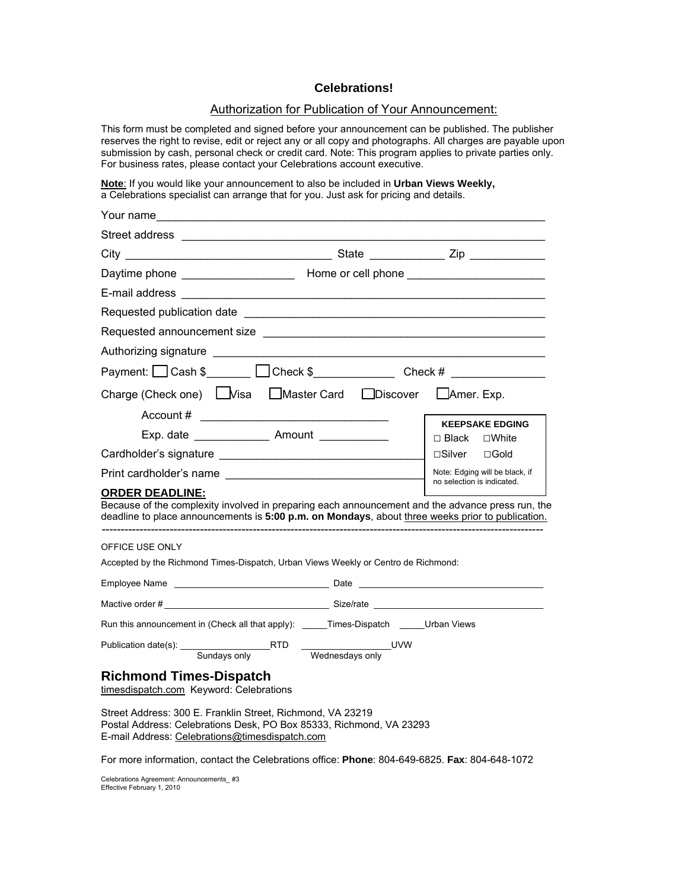## Celebrations!

Authorization for Publication of Your Announcement:

This form must be completed and signed before your announcement can be published. The publisher reserves the right to revise, edit or reject any or all copy and photographs. All charges are payable upon submission by cash, personal check or credit card. Note: This program applies to private parties only. For business rates, please contact your Celebrations account executive.

**Note**: If you would like your announcement to also be included in **Urban Views Weekly,** a Celebrations specialist can arrange that for you. Just ask for pricing and details.

Your name_______________________________________________________________

Street address ___________________________________________________________

City _________________________________ State ____________ Zip ____________

Daytime phone _________________ Home or cell phone _____________________

E-mail address ___________________________________________________________

Requested publication date ______________________________________________

Requested announcement size ____________________________________________

Authorizing signature ____________________________________________________

Payment: ☐ Cash $_______ ☐ Check $_____________ Check # ______________

Charge (Check one) ☐ Visa ☐ Master Card ☐ Discover ☐ Amer. Exp.

Account # _____________________________

Exp. date ____________ Amount ___________

Cardholder's signature _________________________________

Print cardholder's name ________________________________

**KEEPSAKE EDGING**

☐ Black ☐ White

☐ Silver ☐ Gold

Note: Edging will be black, if no selection is indicated.

**ORDER DEADLINE:**

Because of the complexity involved in preparing each announcement and the advance press run, the deadline to place announcements is **5:00 p.m. on Mondays**, about three weeks prior to publication.

-------------------------------------------------------------------------------------------------------------------

OFFICE USE ONLY

Accepted by the Richmond Times-Dispatch, Urban Views Weekly or Centro de Richmond:

Employee Name ______________________________ Date ___________________________________

Mactive order # ______________________________ Size/rate _________________________________

Run this announcement in (Check all that apply): _____Times-Dispatch _____Urban Views

Publication date(s): __________________RTD (Sundays only) _________________UVW (Wednesdays only)

## Richmond Times-Dispatch

timesdispatch.com Keyword: Celebrations

Street Address: 300 E. Franklin Street, Richmond, VA 23219
Postal Address: Celebrations Desk, PO Box 85333, Richmond, VA 23293
E-mail Address: Celebrations@timesdispatch.com

For more information, contact the Celebrations office: **Phone**: 804-649-6825. **Fax**: 804-648-1072

Celebrations Agreement: Announcements_ #3
Effective February 1, 2010